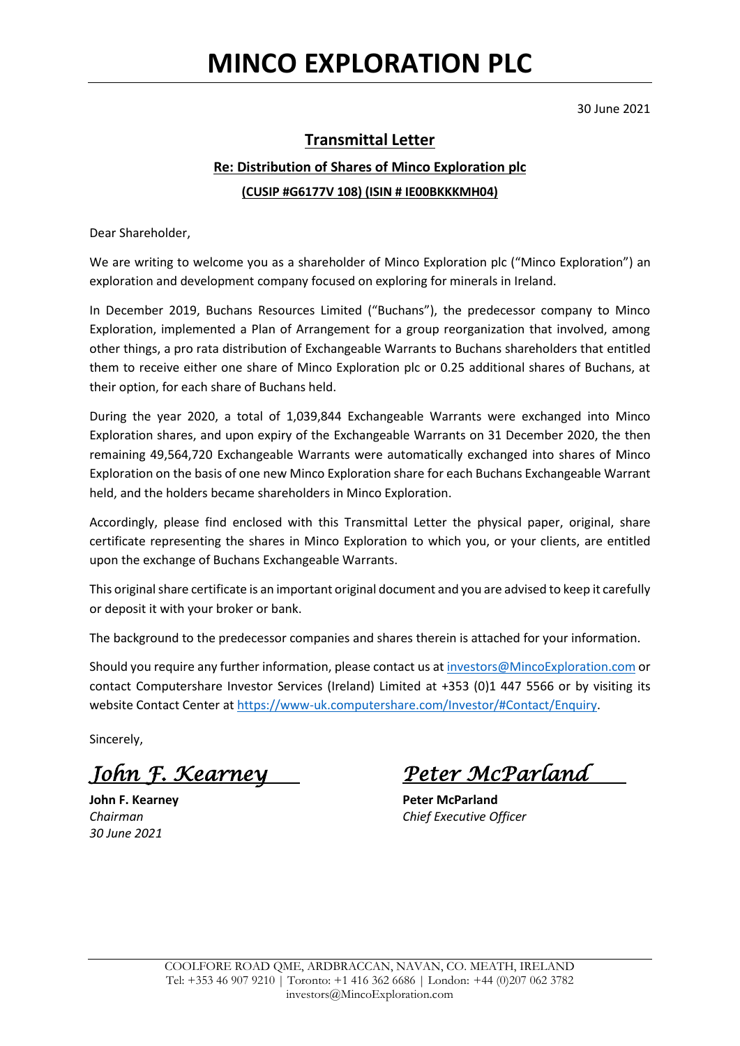# MINCO EXPLORATION PLC

30 June 2021

## Transmittal Letter

### Re: Distribution of Shares of Minco Exploration plc

**(CUSIP #G6177V 108) (ISIN # IE00BKKKMH04)**

Dear Shareholder,

We are writing to welcome you as a shareholder of Minco Exploration plc ("Minco Exploration") an exploration and development company focused on exploring for minerals in Ireland.

In December 2019, Buchans Resources Limited ("Buchans"), the predecessor company to Minco Exploration, implemented a Plan of Arrangement for a group reorganization that involved, among other things, a pro rata distribution of Exchangeable Warrants to Buchans shareholders that entitled them to receive either one share of Minco Exploration plc or 0.25 additional shares of Buchans, at their option, for each share of Buchans held.

During the year 2020, a total of 1,039,844 Exchangeable Warrants were exchanged into Minco Exploration shares, and upon expiry of the Exchangeable Warrants on 31 December 2020, the then remaining 49,564,720 Exchangeable Warrants were automatically exchanged into shares of Minco Exploration on the basis of one new Minco Exploration share for each Buchans Exchangeable Warrant held, and the holders became shareholders in Minco Exploration.

Accordingly, please find enclosed with this Transmittal Letter the physical paper, original, share certificate representing the shares in Minco Exploration to which you, or your clients, are entitled upon the exchange of Buchans Exchangeable Warrants.

This original share certificate is an important original document and you are advised to keep it carefully or deposit it with your broker or bank.

The background to the predecessor companies and shares therein is attached for your information.

Should you require any further information, please contact us at investors@MincoExploration.com or contact Computershare Investor Services (Ireland) Limited at +353 (0)1 447 5566 or by visiting its website Contact Center at https://www-uk.computershare.com/Investor/#Contact/Enquiry.

Sincerely,

*John F. Kearney*

**John F. Kearney**
*Chairman*
*30 June 2021*

*Peter McParland*

**Peter McParland**
*Chief Executive Officer*

COOLFORE ROAD QME, ARDBRACCAN, NAVAN, CO. MEATH, IRELAND
Tel: +353 46 907 9210 | Toronto: +1 416 362 6686 | London: +44 (0)207 062 3782
investors@MincoExploration.com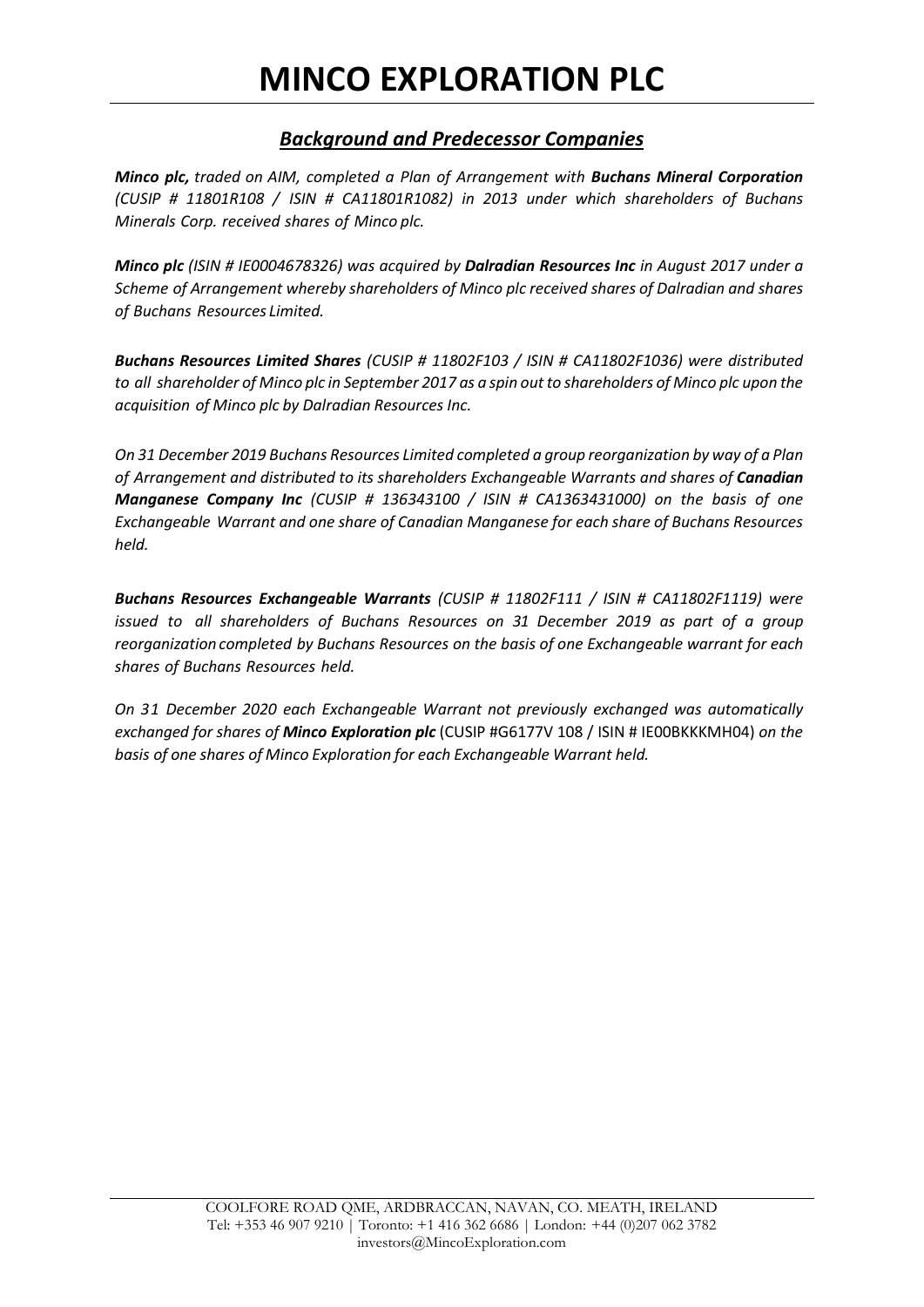# MINCO EXPLORATION PLC

## ***Background and Predecessor Companies***

***Minco plc,*** *traded on AIM, completed a Plan of Arrangement with* ***Buchans Mineral Corporation*** *(CUSIP # 11801R108 / ISIN # CA11801R1082) in 2013 under which shareholders of Buchans Minerals Corp. received shares of Minco plc.*

***Minco plc*** *(ISIN # IE0004678326) was acquired by* ***Dalradian Resources Inc*** *in August 2017 under a Scheme of Arrangement whereby shareholders of Minco plc received shares of Dalradian and shares of Buchans Resources Limited.*

***Buchans Resources Limited Shares*** *(CUSIP # 11802F103 / ISIN # CA11802F1036) were distributed to all shareholder of Minco plc in September 2017 as a spin out to shareholders of Minco plc upon the acquisition of Minco plc by Dalradian Resources Inc.*

*On 31 December 2019 Buchans Resources Limited completed a group reorganization by way of a Plan of Arrangement and distributed to its shareholders Exchangeable Warrants and shares of* ***Canadian Manganese Company Inc*** *(CUSIP # 136343100 / ISIN # CA1363431000) on the basis of one Exchangeable Warrant and one share of Canadian Manganese for each share of Buchans Resources held.*

***Buchans Resources Exchangeable Warrants*** *(CUSIP # 11802F111 / ISIN # CA11802F1119) were issued to all shareholders of Buchans Resources on 31 December 2019 as part of a group reorganization completed by Buchans Resources on the basis of one Exchangeable warrant for each shares of Buchans Resources held.*

*On 31 December 2020 each Exchangeable Warrant not previously exchanged was automatically exchanged for shares of* ***Minco Exploration plc*** (CUSIP #G6177V 108 / ISIN # IE00BKKKMH04) *on the basis of one shares of Minco Exploration for each Exchangeable Warrant held.*

COOLFORE ROAD QME, ARDBRACCAN, NAVAN, CO. MEATH, IRELAND
Tel: +353 46 907 9210 | Toronto: +1 416 362 6686 | London: +44 (0)207 062 3782
investors@MincoExploration.com